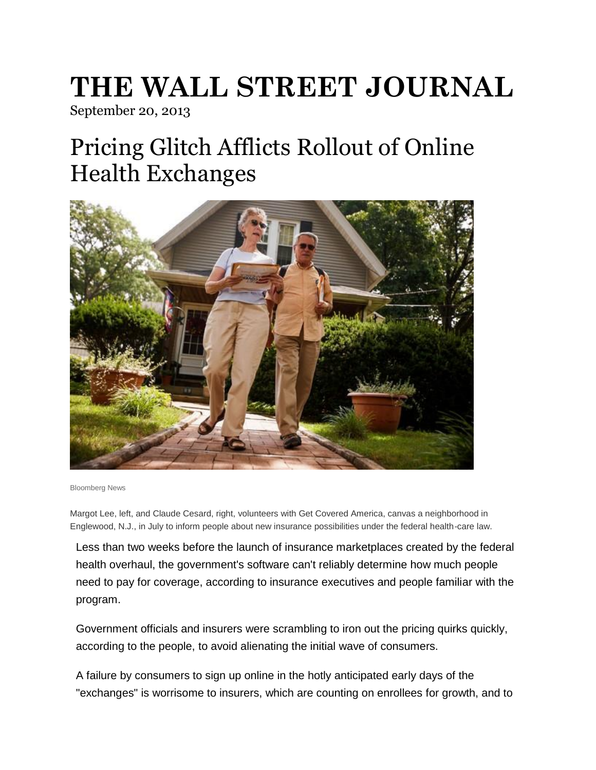# THE WALL STREET JOURNAL

September 20, 2013

## Pricing Glitch Afflicts Rollout of Online Health Exchanges

Bloomberg News

Margot Lee, left, and Claude Cesard, right, volunteers with Get Covered America, canvas a neighborhood in Englewood, N.J., in July to inform people about new insurance possibilities under the federal health-care law.

Less than two weeks before the launch of insurance marketplaces created by the federal health overhaul, the government's software can't reliably determine how much people need to pay for coverage, according to insurance executives and people familiar with the program.

Government officials and insurers were scrambling to iron out the pricing quirks quickly, according to the people, to avoid alienating the initial wave of consumers.

A failure by consumers to sign up online in the hotly anticipated early days of the "exchanges" is worrisome to insurers, which are counting on enrollees for growth, and to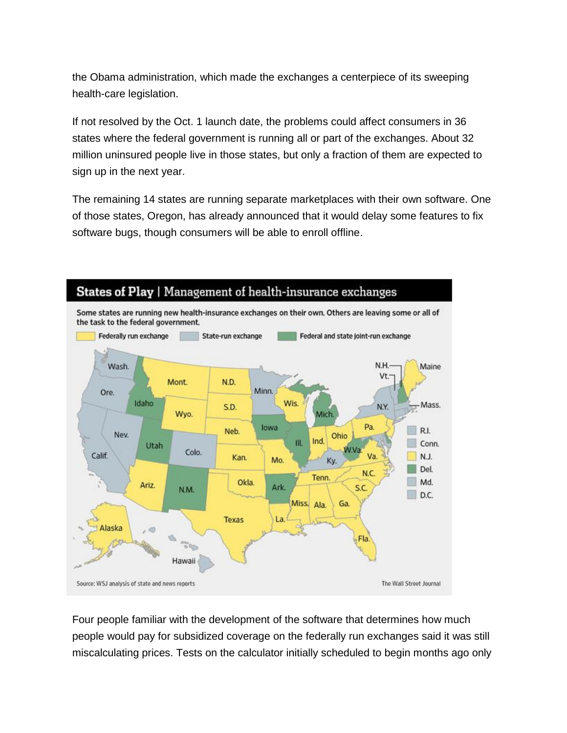the Obama administration, which made the exchanges a centerpiece of its sweeping health-care legislation.

If not resolved by the Oct. 1 launch date, the problems could affect consumers in 36 states where the federal government is running all or part of the exchanges. About 32 million uninsured people live in those states, but only a fraction of them are expected to sign up in the next year.

The remaining 14 states are running separate marketplaces with their own software. One of those states, Oregon, has already announced that it would delay some features to fix software bugs, though consumers will be able to enroll offline.

**States of Play | Management of health-insurance exchanges**

Some states are running new health-insurance exchanges on their own. Others are leaving some or all of the task to the federal government.

Federally run exchange | State-run exchange | Federal and state joint-run exchange

Wash. Ore. Calif. Nev. Idaho Mont. Wyo. Utah Colo. Ariz. N.M. N.D. S.D. Neb. Kan. Okla. Texas Minn. Iowa Mo. Ark. La. Wis. Ill. Mich. Ind. Ohio Ky. Tenn. Miss. Ala. Ga. Fla. S.C. N.C. Va. W.Va. Pa. N.Y. Vt. N.H. Maine Mass. R.I. Conn. N.J. Del. Md. D.C. Alaska Hawaii

Source: WSJ analysis of state and news reports

The Wall Street Journal

Four people familiar with the development of the software that determines how much people would pay for subsidized coverage on the federally run exchanges said it was still miscalculating prices. Tests on the calculator initially scheduled to begin months ago only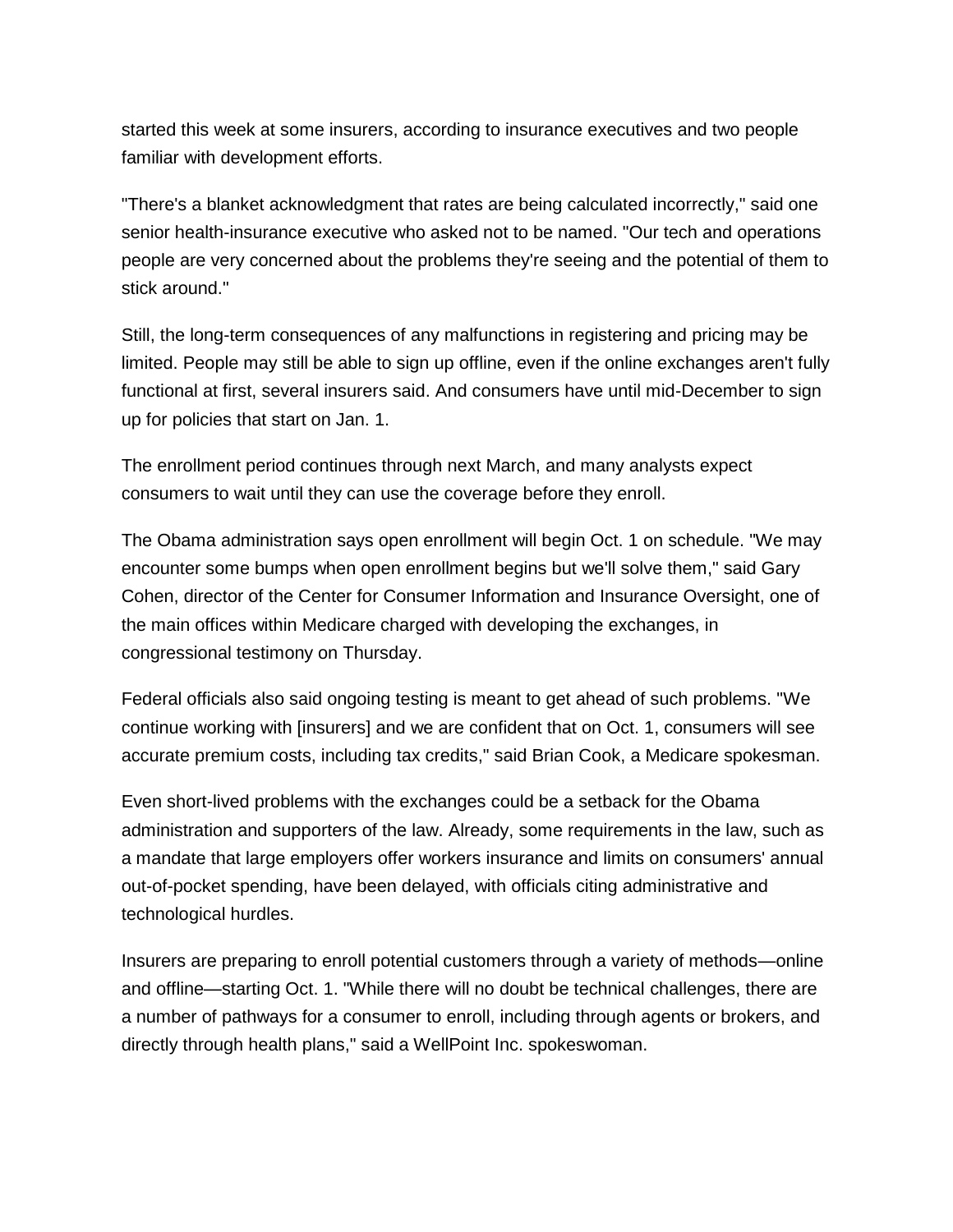started this week at some insurers, according to insurance executives and two people familiar with development efforts.

"There's a blanket acknowledgment that rates are being calculated incorrectly," said one senior health-insurance executive who asked not to be named. "Our tech and operations people are very concerned about the problems they're seeing and the potential of them to stick around."

Still, the long-term consequences of any malfunctions in registering and pricing may be limited. People may still be able to sign up offline, even if the online exchanges aren't fully functional at first, several insurers said. And consumers have until mid-December to sign up for policies that start on Jan. 1.

The enrollment period continues through next March, and many analysts expect consumers to wait until they can use the coverage before they enroll.

The Obama administration says open enrollment will begin Oct. 1 on schedule. "We may encounter some bumps when open enrollment begins but we'll solve them," said Gary Cohen, director of the Center for Consumer Information and Insurance Oversight, one of the main offices within Medicare charged with developing the exchanges, in congressional testimony on Thursday.

Federal officials also said ongoing testing is meant to get ahead of such problems. "We continue working with [insurers] and we are confident that on Oct. 1, consumers will see accurate premium costs, including tax credits," said Brian Cook, a Medicare spokesman.

Even short-lived problems with the exchanges could be a setback for the Obama administration and supporters of the law. Already, some requirements in the law, such as a mandate that large employers offer workers insurance and limits on consumers' annual out-of-pocket spending, have been delayed, with officials citing administrative and technological hurdles.

Insurers are preparing to enroll potential customers through a variety of methods—online and offline—starting Oct. 1. "While there will no doubt be technical challenges, there are a number of pathways for a consumer to enroll, including through agents or brokers, and directly through health plans," said a WellPoint Inc. spokeswoman.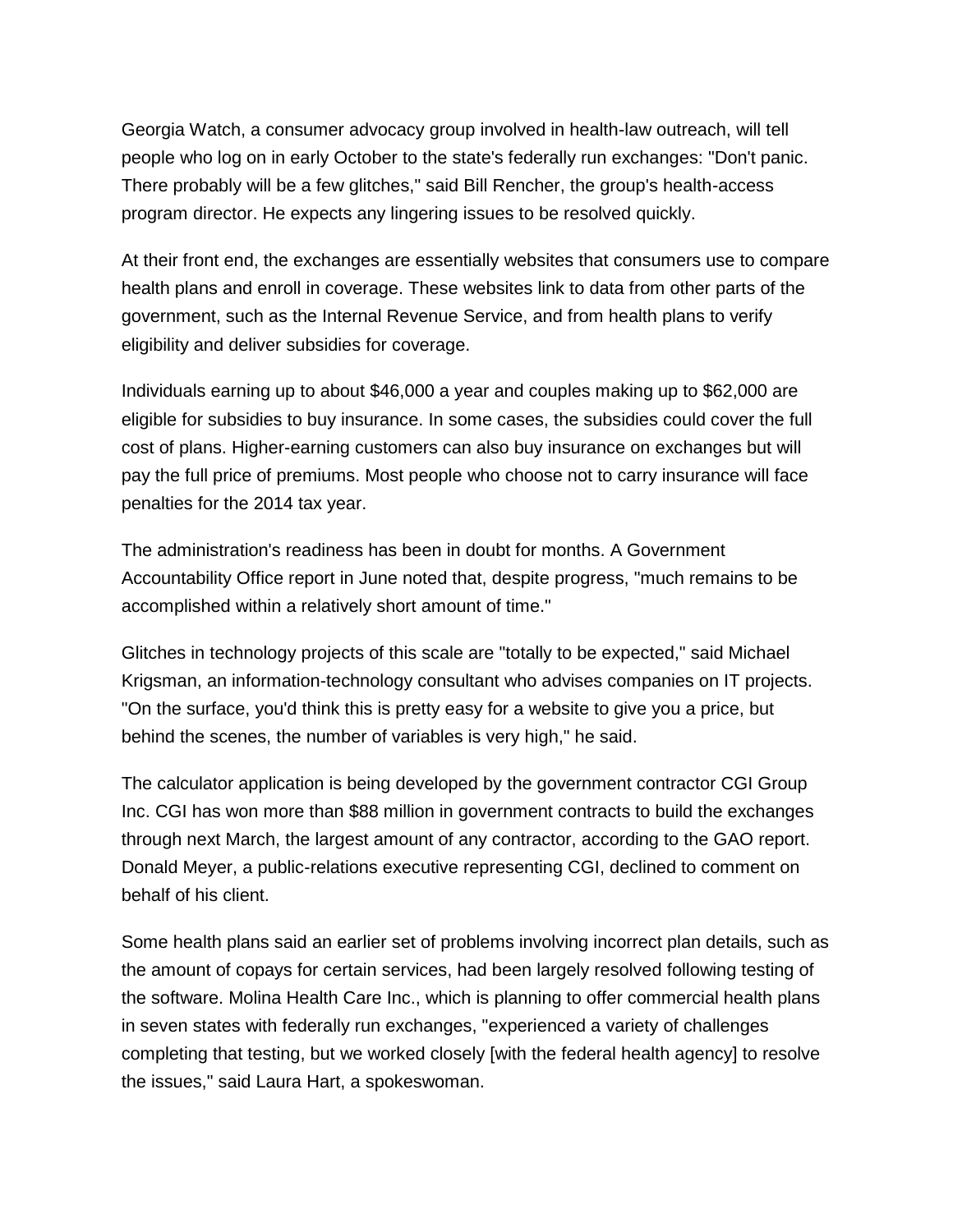Georgia Watch, a consumer advocacy group involved in health-law outreach, will tell people who log on in early October to the state's federally run exchanges: "Don't panic. There probably will be a few glitches," said Bill Rencher, the group's health-access program director. He expects any lingering issues to be resolved quickly.

At their front end, the exchanges are essentially websites that consumers use to compare health plans and enroll in coverage. These websites link to data from other parts of the government, such as the Internal Revenue Service, and from health plans to verify eligibility and deliver subsidies for coverage.

Individuals earning up to about $46,000 a year and couples making up to $62,000 are eligible for subsidies to buy insurance. In some cases, the subsidies could cover the full cost of plans. Higher-earning customers can also buy insurance on exchanges but will pay the full price of premiums. Most people who choose not to carry insurance will face penalties for the 2014 tax year.

The administration's readiness has been in doubt for months. A Government Accountability Office report in June noted that, despite progress, "much remains to be accomplished within a relatively short amount of time."

Glitches in technology projects of this scale are "totally to be expected," said Michael Krigsman, an information-technology consultant who advises companies on IT projects. "On the surface, you'd think this is pretty easy for a website to give you a price, but behind the scenes, the number of variables is very high," he said.

The calculator application is being developed by the government contractor CGI Group Inc. CGI has won more than $88 million in government contracts to build the exchanges through next March, the largest amount of any contractor, according to the GAO report. Donald Meyer, a public-relations executive representing CGI, declined to comment on behalf of his client.

Some health plans said an earlier set of problems involving incorrect plan details, such as the amount of copays for certain services, had been largely resolved following testing of the software. Molina Health Care Inc., which is planning to offer commercial health plans in seven states with federally run exchanges, "experienced a variety of challenges completing that testing, but we worked closely [with the federal health agency] to resolve the issues," said Laura Hart, a spokeswoman.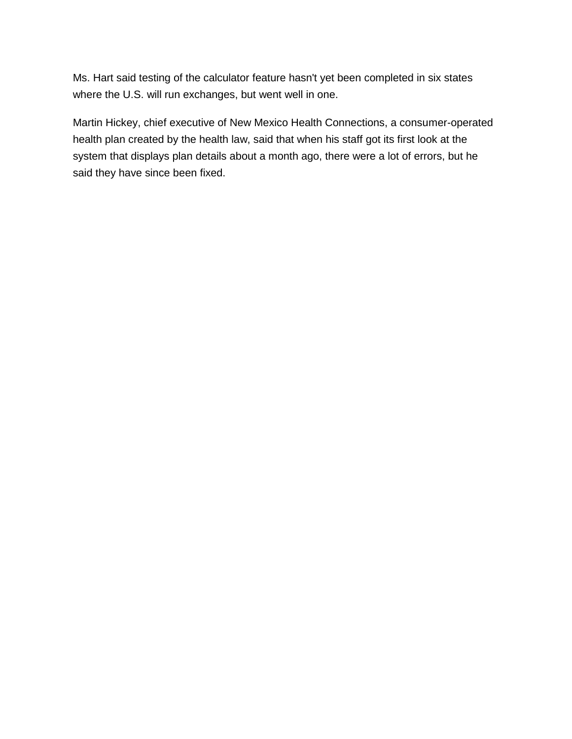Ms. Hart said testing of the calculator feature hasn't yet been completed in six states where the U.S. will run exchanges, but went well in one.

Martin Hickey, chief executive of New Mexico Health Connections, a consumer-operated health plan created by the health law, said that when his staff got its first look at the system that displays plan details about a month ago, there were a lot of errors, but he said they have since been fixed.